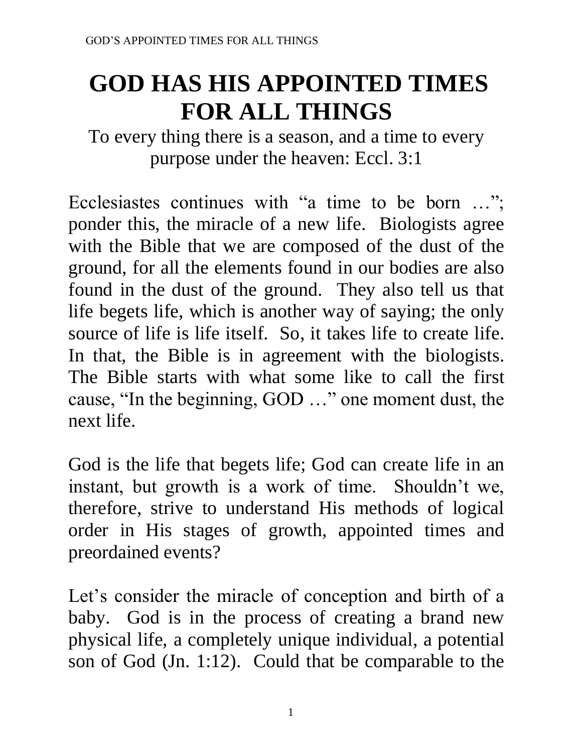# GOD HAS HIS APPOINTED TIMES FOR ALL THINGS

To every thing there is a season, and a time to every purpose under the heaven: Eccl. 3:1

Ecclesiastes continues with "a time to be born …"; ponder this, the miracle of a new life. Biologists agree with the Bible that we are composed of the dust of the ground, for all the elements found in our bodies are also found in the dust of the ground. They also tell us that life begets life, which is another way of saying; the only source of life is life itself. So, it takes life to create life. In that, the Bible is in agreement with the biologists. The Bible starts with what some like to call the first cause, "In the beginning, GOD …" one moment dust, the next life.

God is the life that begets life; God can create life in an instant, but growth is a work of time. Shouldn't we, therefore, strive to understand His methods of logical order in His stages of growth, appointed times and preordained events?

Let's consider the miracle of conception and birth of a baby. God is in the process of creating a brand new physical life, a completely unique individual, a potential son of God (Jn. 1:12). Could that be comparable to the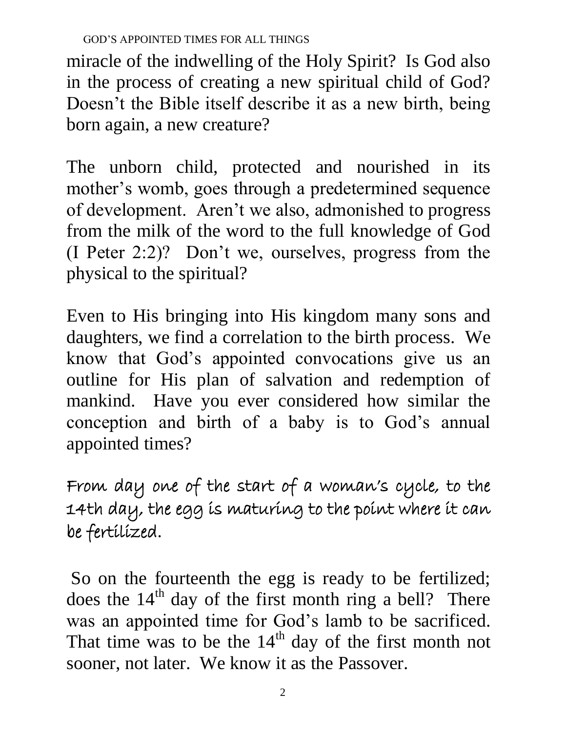miracle of the indwelling of the Holy Spirit? Is God also in the process of creating a new spiritual child of God? Doesn't the Bible itself describe it as a new birth, being born again, a new creature?

The unborn child, protected and nourished in its mother's womb, goes through a predetermined sequence of development. Aren't we also, admonished to progress from the milk of the word to the full knowledge of God (I Peter 2:2)? Don't we, ourselves, progress from the physical to the spiritual?

Even to His bringing into His kingdom many sons and daughters, we find a correlation to the birth process. We know that God's appointed convocations give us an outline for His plan of salvation and redemption of mankind. Have you ever considered how similar the conception and birth of a baby is to God's annual appointed times?

*From day one of the start of a woman's cycle, to the 14th day, the egg is maturing to the point where it can be fertilized.*

So on the fourteenth the egg is ready to be fertilized; does the 14th day of the first month ring a bell? There was an appointed time for God's lamb to be sacrificed. That time was to be the 14th day of the first month not sooner, not later. We know it as the Passover.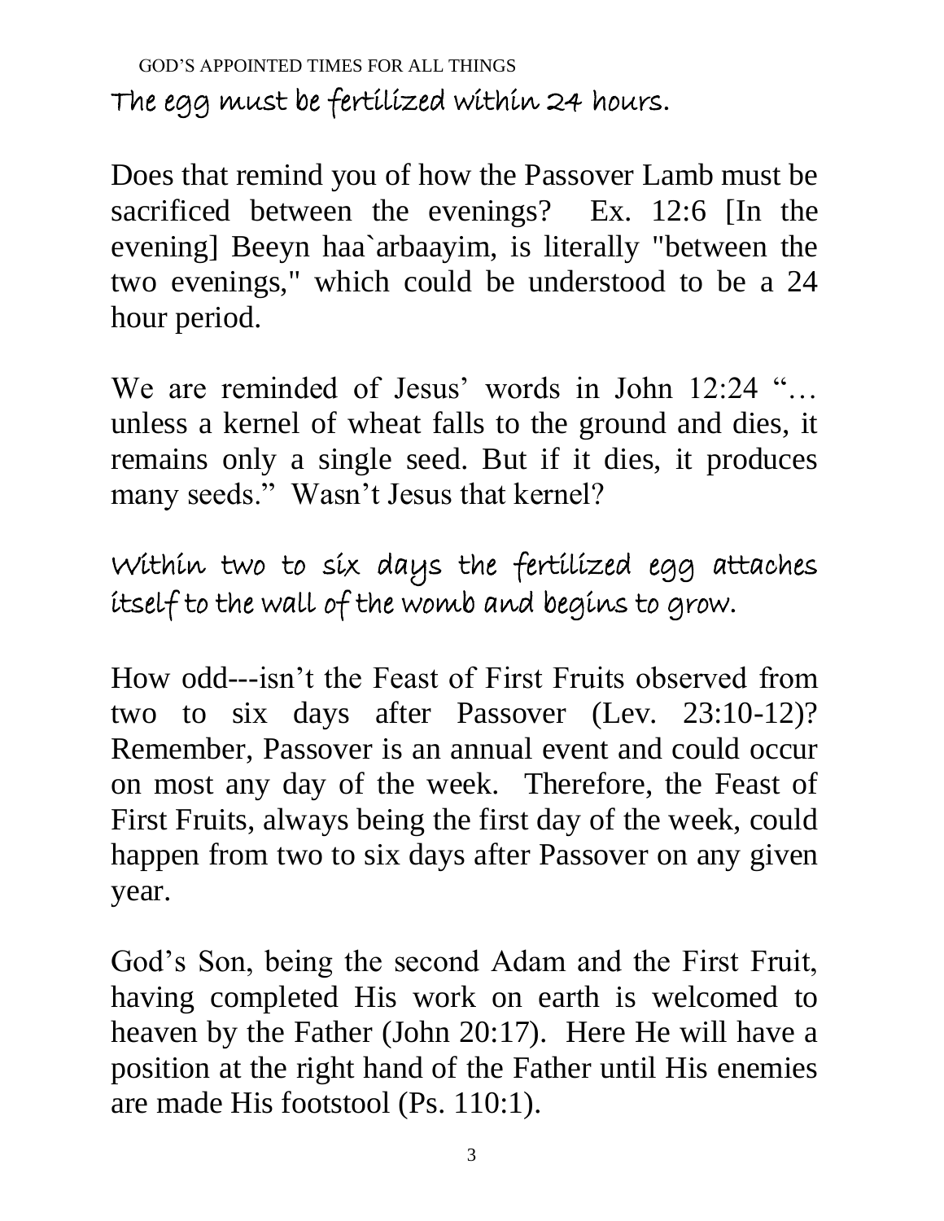*The egg must be fertilized within 24 hours.*

Does that remind you of how the Passover Lamb must be sacrificed between the evenings? Ex. 12:6 [In the evening] Beeyn haa`arbaayim, is literally "between the two evenings," which could be understood to be a 24 hour period.

We are reminded of Jesus' words in John 12:24 "… unless a kernel of wheat falls to the ground and dies, it remains only a single seed. But if it dies, it produces many seeds." Wasn't Jesus that kernel?

*Within two to six days the fertilized egg attaches itself to the wall of the womb and begins to grow.*

How odd---isn't the Feast of First Fruits observed from two to six days after Passover (Lev. 23:10-12)? Remember, Passover is an annual event and could occur on most any day of the week. Therefore, the Feast of First Fruits, always being the first day of the week, could happen from two to six days after Passover on any given year.

God's Son, being the second Adam and the First Fruit, having completed His work on earth is welcomed to heaven by the Father (John 20:17). Here He will have a position at the right hand of the Father until His enemies are made His footstool (Ps. 110:1).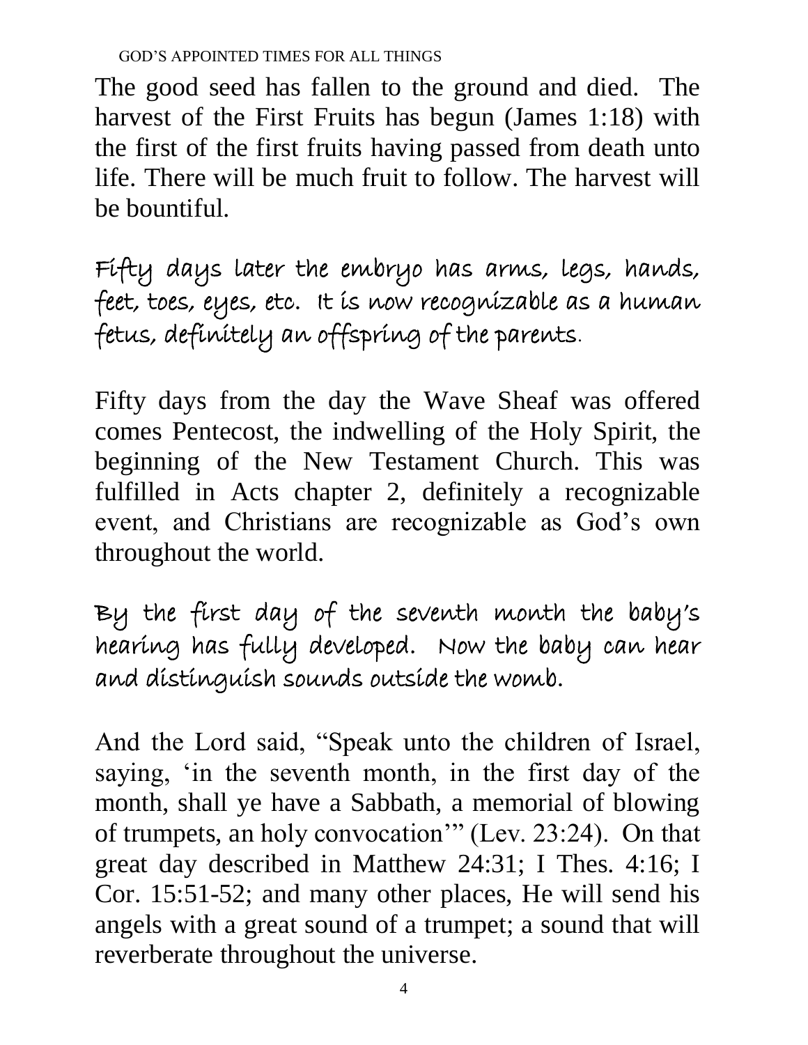The good seed has fallen to the ground and died. The harvest of the First Fruits has begun (James 1:18) with the first of the first fruits having passed from death unto life. There will be much fruit to follow. The harvest will be bountiful.

*Fifty days later the embryo has arms, legs, hands, feet, toes, eyes, etc. It is now recognizable as a human fetus, definitely an offspring of the parents.*

Fifty days from the day the Wave Sheaf was offered comes Pentecost, the indwelling of the Holy Spirit, the beginning of the New Testament Church. This was fulfilled in Acts chapter 2, definitely a recognizable event, and Christians are recognizable as God's own throughout the world.

*By the first day of the seventh month the baby's hearing has fully developed. Now the baby can hear and distinguish sounds outside the womb.*

And the Lord said, "Speak unto the children of Israel, saying, 'in the seventh month, in the first day of the month, shall ye have a Sabbath, a memorial of blowing of trumpets, an holy convocation'" (Lev. 23:24). On that great day described in Matthew 24:31; I Thes. 4:16; I Cor. 15:51-52; and many other places, He will send his angels with a great sound of a trumpet; a sound that will reverberate throughout the universe.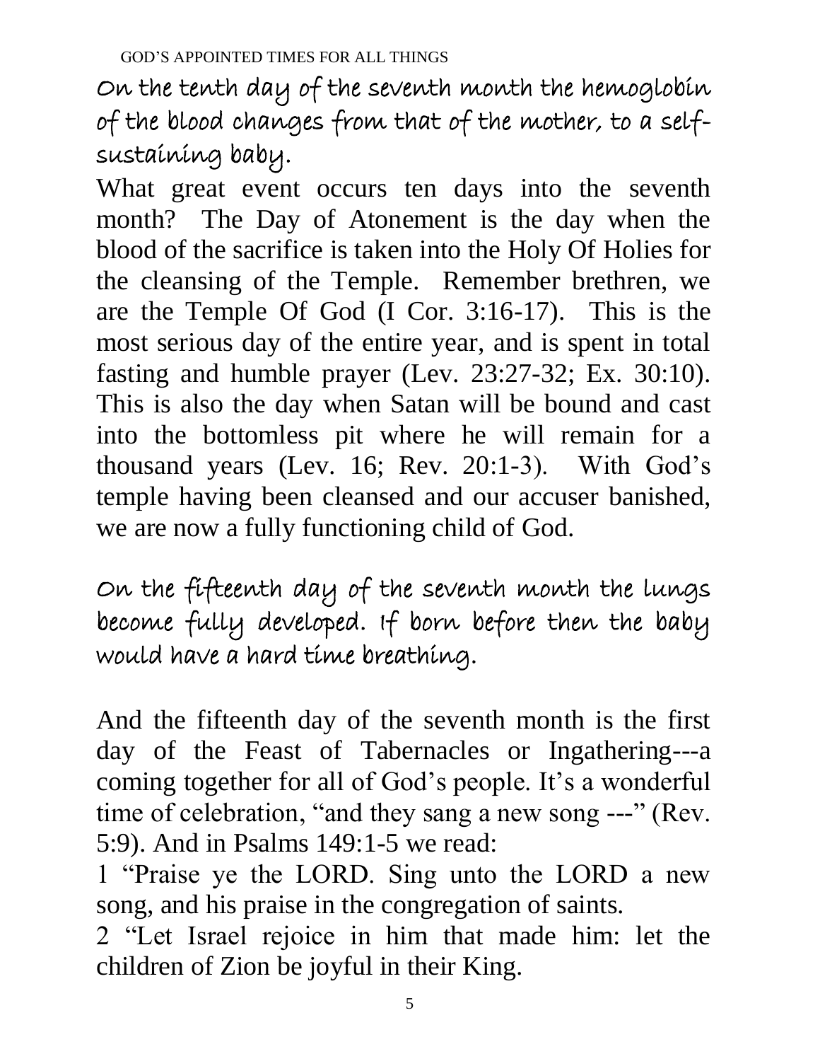On the tenth day of the seventh month the hemoglobin of the blood changes from that of the mother, to a self-sustaining baby.

What great event occurs ten days into the seventh month? The Day of Atonement is the day when the blood of the sacrifice is taken into the Holy Of Holies for the cleansing of the Temple. Remember brethren, we are the Temple Of God (I Cor. 3:16-17). This is the most serious day of the entire year, and is spent in total fasting and humble prayer (Lev. 23:27-32; Ex. 30:10). This is also the day when Satan will be bound and cast into the bottomless pit where he will remain for a thousand years (Lev. 16; Rev. 20:1-3). With God's temple having been cleansed and our accuser banished, we are now a fully functioning child of God.

On the fifteenth day of the seventh month the lungs become fully developed. If born before then the baby would have a hard time breathing.

And the fifteenth day of the seventh month is the first day of the Feast of Tabernacles or Ingathering---a coming together for all of God's people. It's a wonderful time of celebration, "and they sang a new song ---" (Rev. 5:9). And in Psalms 149:1-5 we read:

1 "Praise ye the LORD. Sing unto the LORD a new song, and his praise in the congregation of saints.

2 "Let Israel rejoice in him that made him: let the children of Zion be joyful in their King.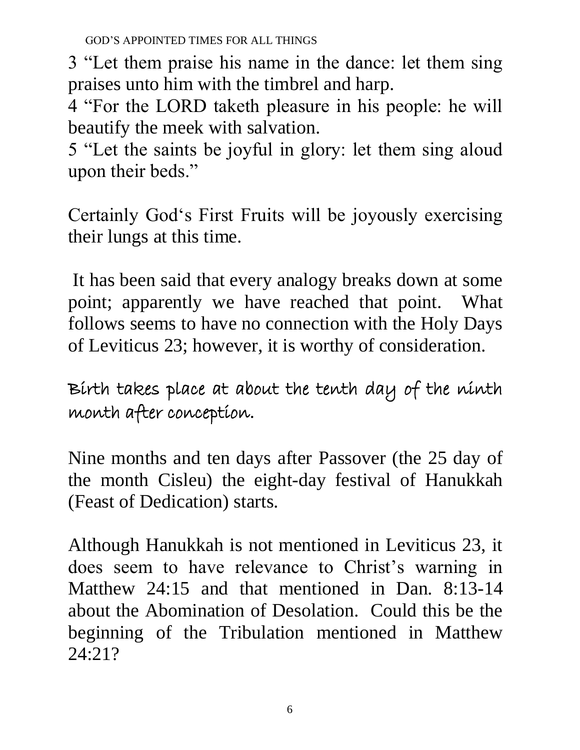3 “Let them praise his name in the dance: let them sing praises unto him with the timbrel and harp.

4 “For the LORD taketh pleasure in his people: he will beautify the meek with salvation.

5 “Let the saints be joyful in glory: let them sing aloud upon their beds.”

Certainly God‘s First Fruits will be joyously exercising their lungs at this time.

It has been said that every analogy breaks down at some point; apparently we have reached that point. What follows seems to have no connection with the Holy Days of Leviticus 23; however, it is worthy of consideration.

**Birth takes place at about the tenth day of the ninth month after conception.**

Nine months and ten days after Passover (the 25 day of the month Cisleu) the eight-day festival of Hanukkah (Feast of Dedication) starts.

Although Hanukkah is not mentioned in Leviticus 23, it does seem to have relevance to Christ’s warning in Matthew 24:15 and that mentioned in Dan. 8:13-14 about the Abomination of Desolation. Could this be the beginning of the Tribulation mentioned in Matthew 24:21?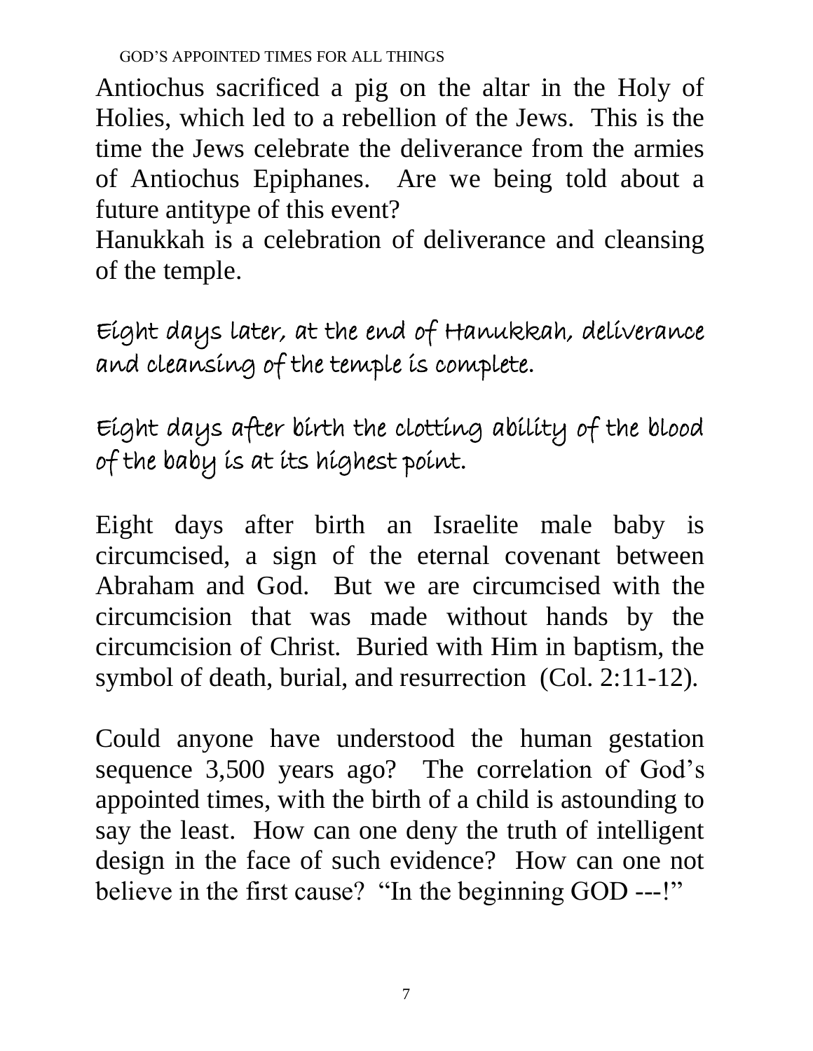Antiochus sacrificed a pig on the altar in the Holy of Holies, which led to a rebellion of the Jews. This is the time the Jews celebrate the deliverance from the armies of Antiochus Epiphanes. Are we being told about a future antitype of this event?
Hanukkah is a celebration of deliverance and cleansing of the temple.

*Eight days later, at the end of Hanukkah, deliverance and cleansing of the temple is complete.*

*Eight days after birth the clotting ability of the blood of the baby is at its highest point.*

Eight days after birth an Israelite male baby is circumcised, a sign of the eternal covenant between Abraham and God. But we are circumcised with the circumcision that was made without hands by the circumcision of Christ. Buried with Him in baptism, the symbol of death, burial, and resurrection (Col. 2:11-12).

Could anyone have understood the human gestation sequence 3,500 years ago? The correlation of God's appointed times, with the birth of a child is astounding to say the least. How can one deny the truth of intelligent design in the face of such evidence? How can one not believe in the first cause? "In the beginning GOD ---!"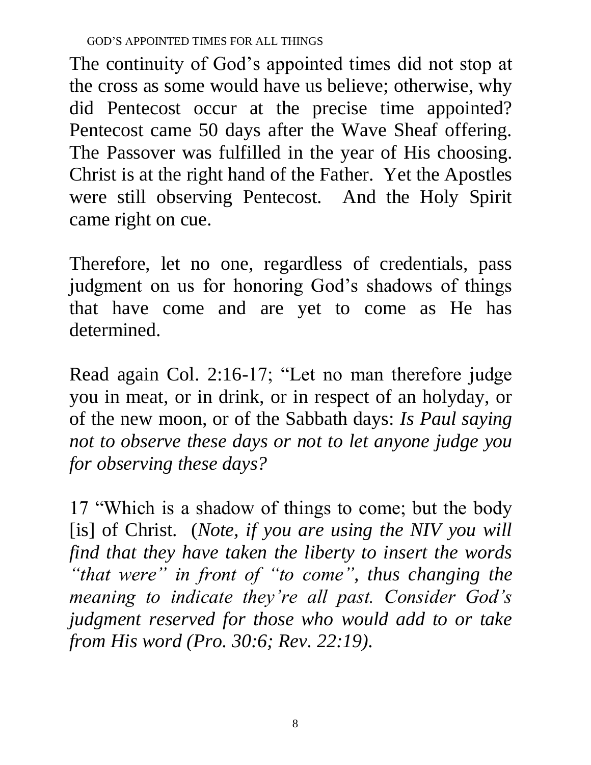The continuity of God’s appointed times did not stop at the cross as some would have us believe; otherwise, why did Pentecost occur at the precise time appointed? Pentecost came 50 days after the Wave Sheaf offering. The Passover was fulfilled in the year of His choosing. Christ is at the right hand of the Father. Yet the Apostles were still observing Pentecost. And the Holy Spirit came right on cue.

Therefore, let no one, regardless of credentials, pass judgment on us for honoring God’s shadows of things that have come and are yet to come as He has determined.

Read again Col. 2:16-17; “Let no man therefore judge you in meat, or in drink, or in respect of an holyday, or of the new moon, or of the Sabbath days: *Is Paul saying not to observe these days or not to let anyone judge you for observing these days?*

17 “Which is a shadow of things to come; but the body [is] of Christ. (*Note, if you are using the NIV you will find that they have taken the liberty to insert the words “that were” in front of “to come”, thus changing the meaning to indicate they’re all past. Consider God’s judgment reserved for those who would add to or take from His word (Pro. 30:6; Rev. 22:19).*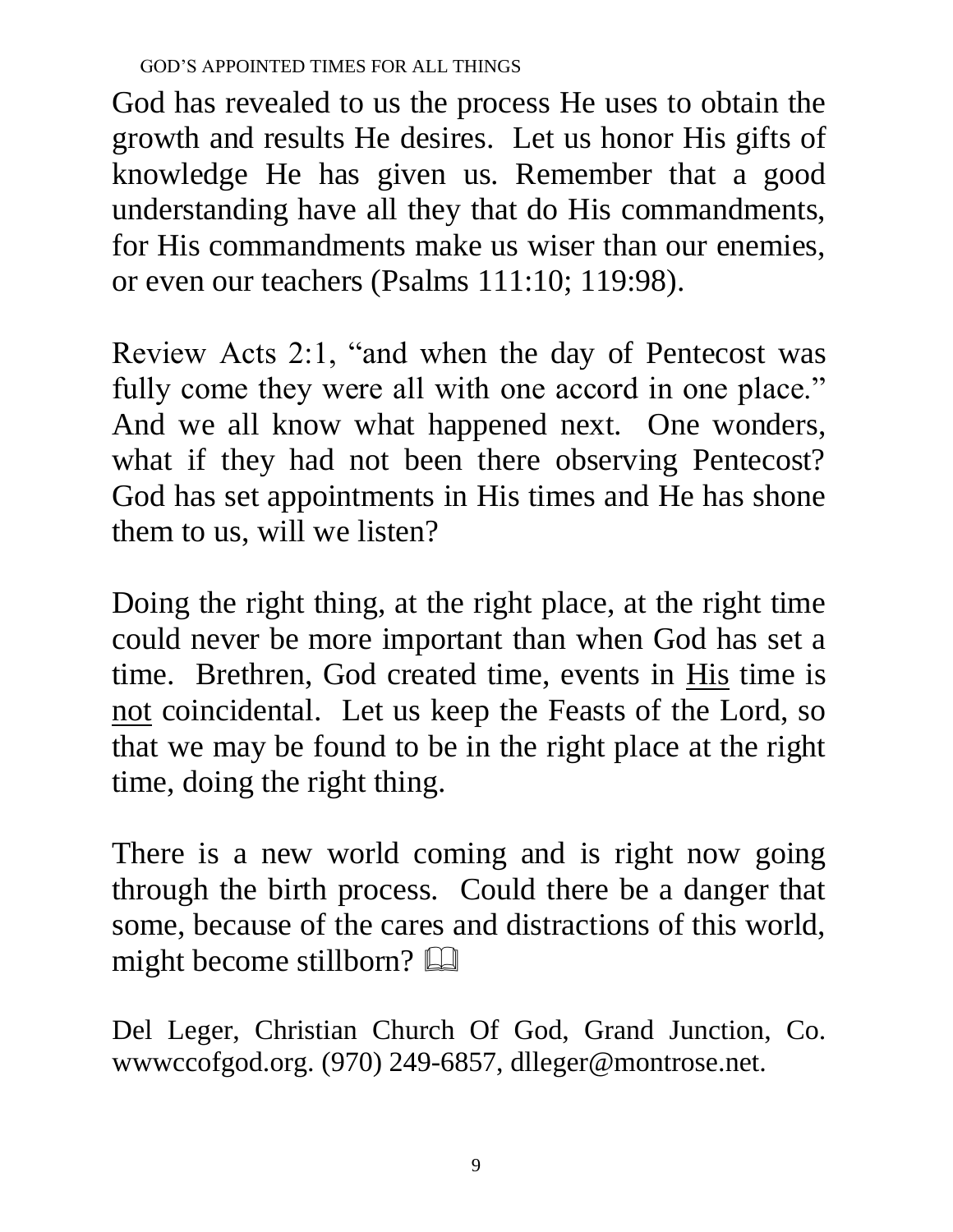God has revealed to us the process He uses to obtain the growth and results He desires. Let us honor His gifts of knowledge He has given us. Remember that a good understanding have all they that do His commandments, for His commandments make us wiser than our enemies, or even our teachers (Psalms 111:10; 119:98).

Review Acts 2:1, "and when the day of Pentecost was fully come they were all with one accord in one place." And we all know what happened next. One wonders, what if they had not been there observing Pentecost? God has set appointments in His times and He has shone them to us, will we listen?

Doing the right thing, at the right place, at the right time could never be more important than when God has set a time. Brethren, God created time, events in <u>His</u> time is <u>not</u> coincidental. Let us keep the Feasts of the Lord, so that we may be found to be in the right place at the right time, doing the right thing.

There is a new world coming and is right now going through the birth process. Could there be a danger that some, because of the cares and distractions of this world, might become stillborn? 🕮

Del Leger, Christian Church Of God, Grand Junction, Co. wwwccofgod.org. (970) 249-6857, dlleger@montrose.net.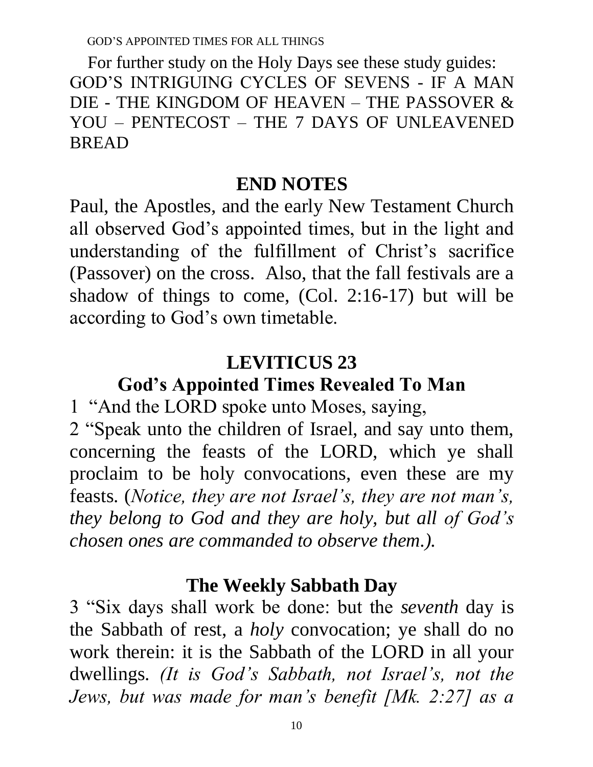For further study on the Holy Days see these study guides: GOD'S INTRIGUING CYCLES OF SEVENS - IF A MAN DIE - THE KINGDOM OF HEAVEN – THE PASSOVER & YOU – PENTECOST – THE 7 DAYS OF UNLEAVENED BREAD

## END NOTES

Paul, the Apostles, and the early New Testament Church all observed God's appointed times, but in the light and understanding of the fulfillment of Christ's sacrifice (Passover) on the cross. Also, that the fall festivals are a shadow of things to come, (Col. 2:16-17) but will be according to God's own timetable.

## LEVITICUS 23

## God's Appointed Times Revealed To Man

1 "And the LORD spoke unto Moses, saying,

2 "Speak unto the children of Israel, and say unto them, concerning the feasts of the LORD, which ye shall proclaim to be holy convocations, even these are my feasts. (*Notice, they are not Israel's, they are not man's, they belong to God and they are holy, but all of God's chosen ones are commanded to observe them.).*

## The Weekly Sabbath Day

3 "Six days shall work be done: but the *seventh* day is the Sabbath of rest, a *holy* convocation; ye shall do no work therein: it is the Sabbath of the LORD in all your dwellings. *(It is God's Sabbath, not Israel's, not the Jews, but was made for man's benefit [Mk. 2:27] as a*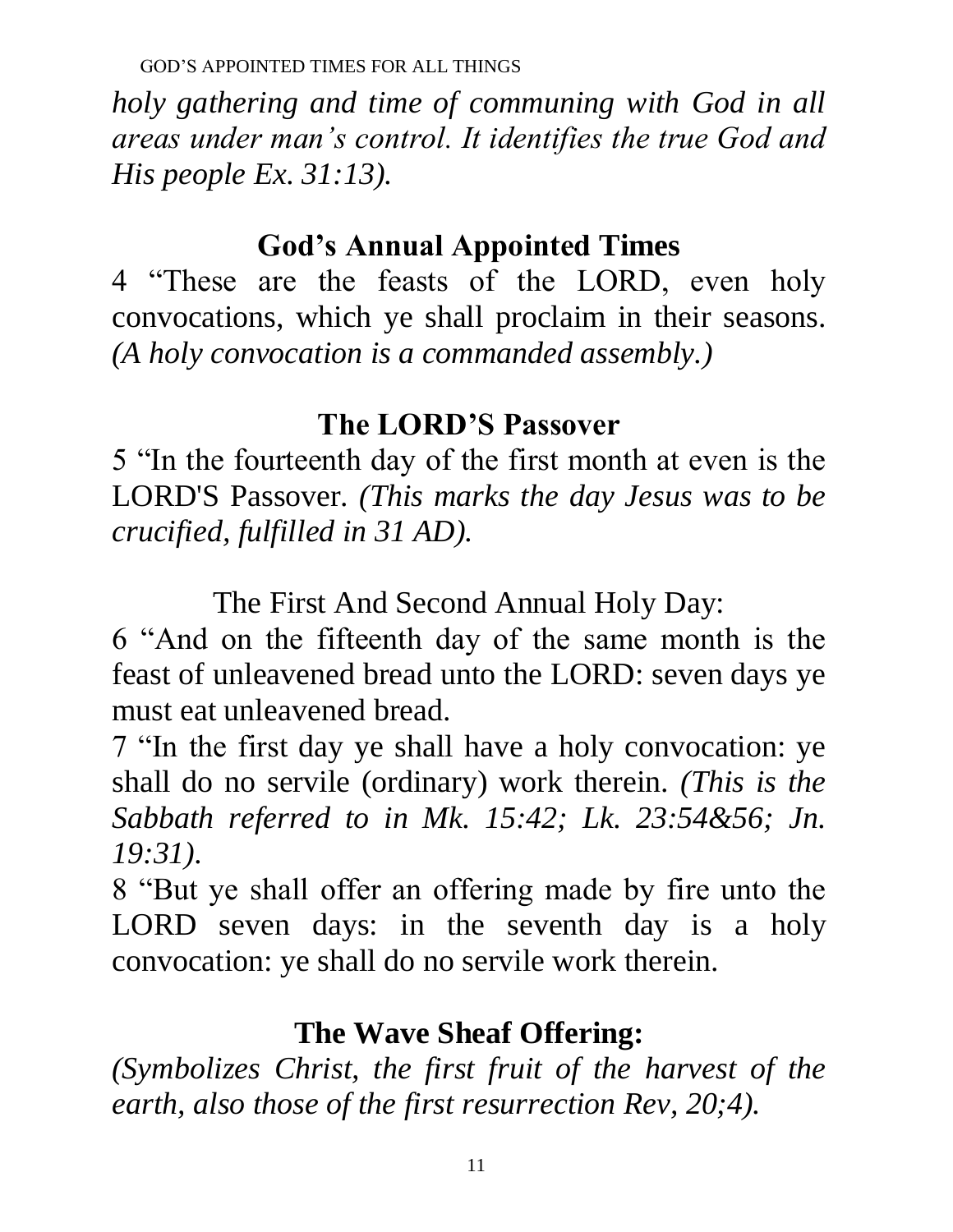*holy gathering and time of communing with God in all areas under man's control. It identifies the true God and His people Ex. 31:13).*

## God's Annual Appointed Times

4 "These are the feasts of the LORD, even holy convocations, which ye shall proclaim in their seasons. *(A holy convocation is a commanded assembly.)*

## The LORD'S Passover

5 "In the fourteenth day of the first month at even is the LORD'S Passover. *(This marks the day Jesus was to be crucified, fulfilled in 31 AD).*

The First And Second Annual Holy Day:

6 "And on the fifteenth day of the same month is the feast of unleavened bread unto the LORD: seven days ye must eat unleavened bread.
7 "In the first day ye shall have a holy convocation: ye shall do no servile (ordinary) work therein. *(This is the Sabbath referred to in Mk. 15:42; Lk. 23:54&56; Jn. 19:31).*
8 "But ye shall offer an offering made by fire unto the LORD seven days: in the seventh day is a holy convocation: ye shall do no servile work therein.

## The Wave Sheaf Offering:

*(Symbolizes Christ, the first fruit of the harvest of the earth, also those of the first resurrection Rev, 20;4).*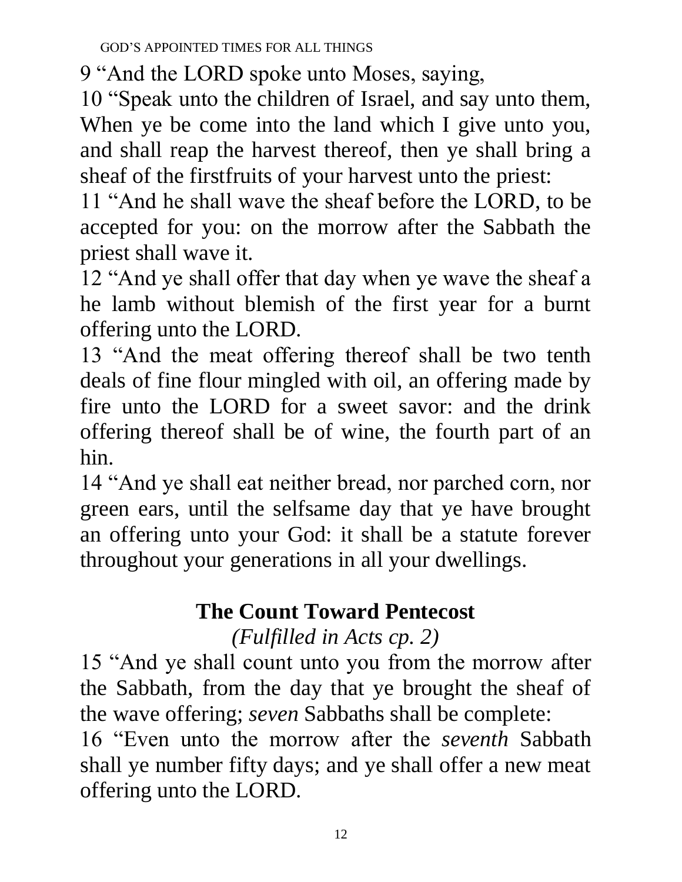9 “And the LORD spoke unto Moses, saying,

10 “Speak unto the children of Israel, and say unto them, When ye be come into the land which I give unto you, and shall reap the harvest thereof, then ye shall bring a sheaf of the firstfruits of your harvest unto the priest:

11 “And he shall wave the sheaf before the LORD, to be accepted for you: on the morrow after the Sabbath the priest shall wave it.

12 “And ye shall offer that day when ye wave the sheaf a he lamb without blemish of the first year for a burnt offering unto the LORD.

13 “And the meat offering thereof shall be two tenth deals of fine flour mingled with oil, an offering made by fire unto the LORD for a sweet savor: and the drink offering thereof shall be of wine, the fourth part of an hin.

14 “And ye shall eat neither bread, nor parched corn, nor green ears, until the selfsame day that ye have brought an offering unto your God: it shall be a statute forever throughout your generations in all your dwellings.

## The Count Toward Pentecost

*(Fulfilled in Acts cp. 2)*

15 “And ye shall count unto you from the morrow after the Sabbath, from the day that ye brought the sheaf of the wave offering; *seven* Sabbaths shall be complete:

16 “Even unto the morrow after the *seventh* Sabbath shall ye number fifty days; and ye shall offer a new meat offering unto the LORD.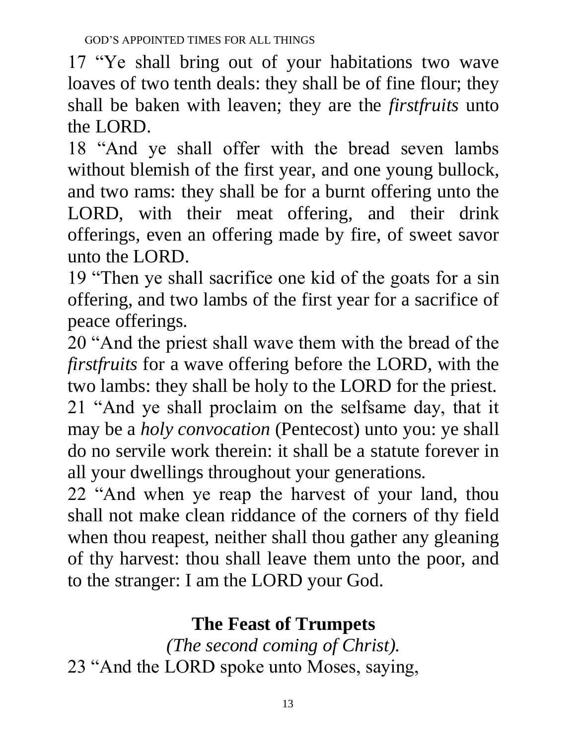17 “Ye shall bring out of your habitations two wave loaves of two tenth deals: they shall be of fine flour; they shall be baken with leaven; they are the *firstfruits* unto the LORD.

18 “And ye shall offer with the bread seven lambs without blemish of the first year, and one young bullock, and two rams: they shall be for a burnt offering unto the LORD, with their meat offering, and their drink offerings, even an offering made by fire, of sweet savor unto the LORD.

19 “Then ye shall sacrifice one kid of the goats for a sin offering, and two lambs of the first year for a sacrifice of peace offerings.

20 “And the priest shall wave them with the bread of the *firstfruits* for a wave offering before the LORD, with the two lambs: they shall be holy to the LORD for the priest.

21 “And ye shall proclaim on the selfsame day, that it may be a *holy convocation* (Pentecost) unto you: ye shall do no servile work therein: it shall be a statute forever in all your dwellings throughout your generations.

22 “And when ye reap the harvest of your land, thou shall not make clean riddance of the corners of thy field when thou reapest, neither shall thou gather any gleaning of thy harvest: thou shall leave them unto the poor, and to the stranger: I am the LORD your God.

## The Feast of Trumpets

*(The second coming of Christ).*

23 “And the LORD spoke unto Moses, saying,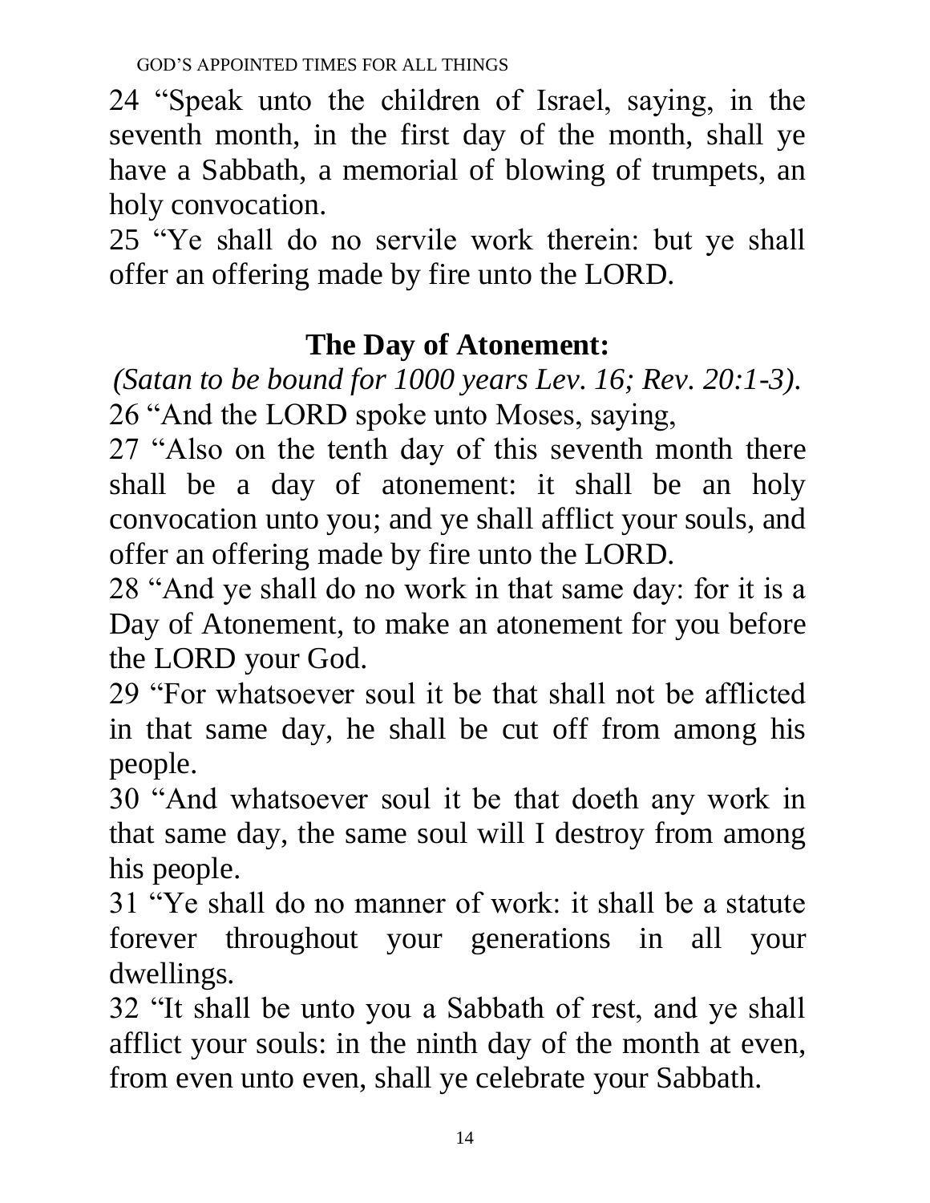24 “Speak unto the children of Israel, saying, in the seventh month, in the first day of the month, shall ye have a Sabbath, a memorial of blowing of trumpets, an holy convocation.

25 “Ye shall do no servile work therein: but ye shall offer an offering made by fire unto the LORD.

## The Day of Atonement:

*(Satan to be bound for 1000 years Lev. 16; Rev. 20:1-3).*

26 “And the LORD spoke unto Moses, saying,

27 “Also on the tenth day of this seventh month there shall be a day of atonement: it shall be an holy convocation unto you; and ye shall afflict your souls, and offer an offering made by fire unto the LORD.

28 “And ye shall do no work in that same day: for it is a Day of Atonement, to make an atonement for you before the LORD your God.

29 “For whatsoever soul it be that shall not be afflicted in that same day, he shall be cut off from among his people.

30 “And whatsoever soul it be that doeth any work in that same day, the same soul will I destroy from among his people.

31 “Ye shall do no manner of work: it shall be a statute forever throughout your generations in all your dwellings.

32 “It shall be unto you a Sabbath of rest, and ye shall afflict your souls: in the ninth day of the month at even, from even unto even, shall ye celebrate your Sabbath.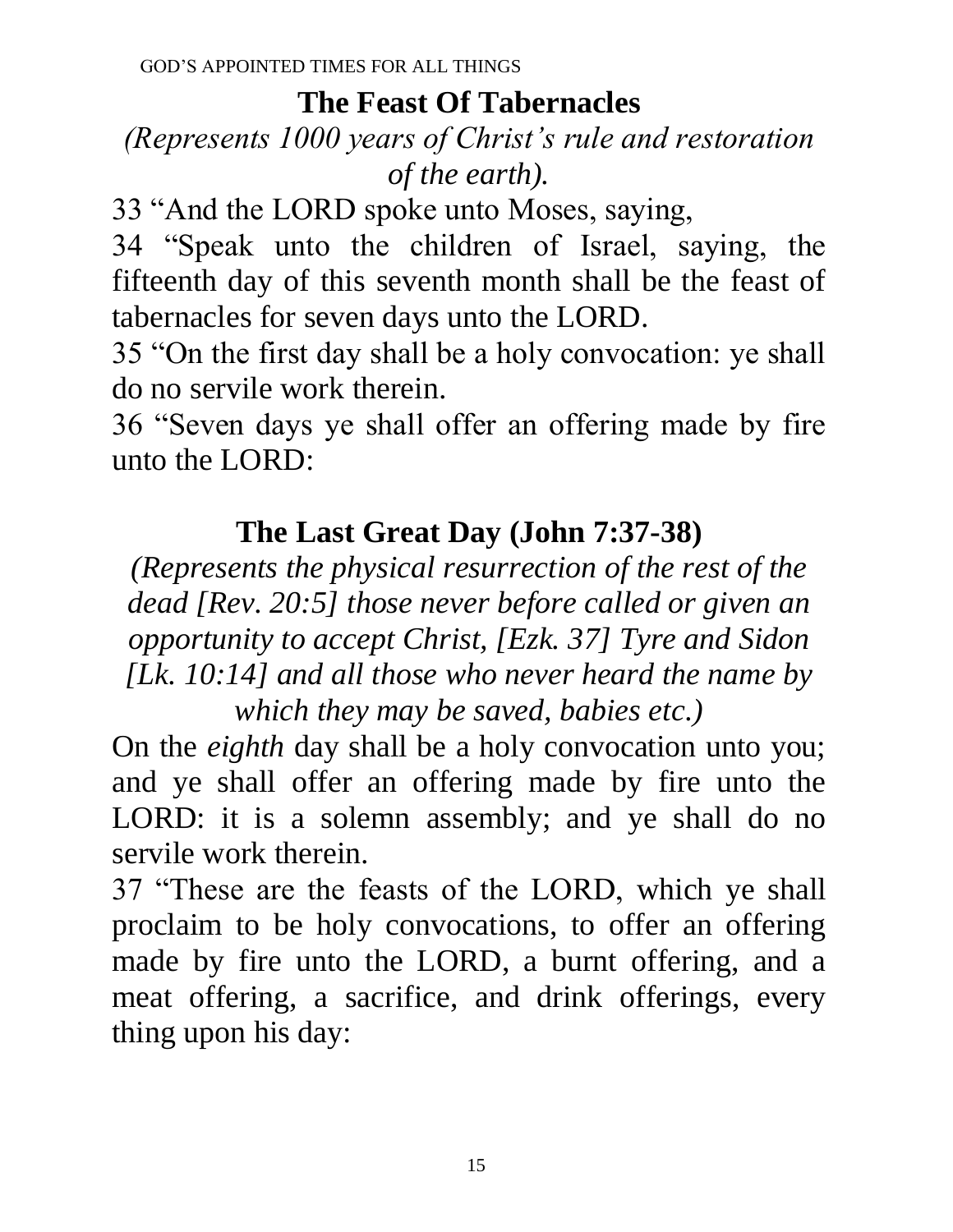## The Feast Of Tabernacles

*(Represents 1000 years of Christ's rule and restoration of the earth).*

33 "And the LORD spoke unto Moses, saying,

34 "Speak unto the children of Israel, saying, the fifteenth day of this seventh month shall be the feast of tabernacles for seven days unto the LORD.

35 "On the first day shall be a holy convocation: ye shall do no servile work therein.

36 "Seven days ye shall offer an offering made by fire unto the LORD:

## The Last Great Day (John 7:37-38)

*(Represents the physical resurrection of the rest of the dead [Rev. 20:5] those never before called or given an opportunity to accept Christ, [Ezk. 37] Tyre and Sidon [Lk. 10:14] and all those who never heard the name by which they may be saved, babies etc.)*

On the *eighth* day shall be a holy convocation unto you; and ye shall offer an offering made by fire unto the LORD: it is a solemn assembly; and ye shall do no servile work therein.

37 "These are the feasts of the LORD, which ye shall proclaim to be holy convocations, to offer an offering made by fire unto the LORD, a burnt offering, and a meat offering, a sacrifice, and drink offerings, every thing upon his day: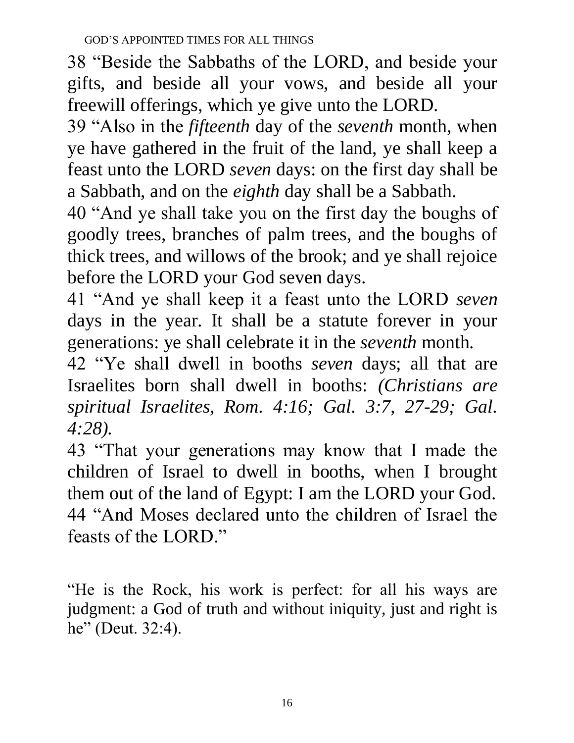38 "Beside the Sabbaths of the LORD, and beside your gifts, and beside all your vows, and beside all your freewill offerings, which ye give unto the LORD.

39 "Also in the *fifteenth* day of the *seventh* month, when ye have gathered in the fruit of the land, ye shall keep a feast unto the LORD *seven* days: on the first day shall be a Sabbath, and on the *eighth* day shall be a Sabbath.

40 "And ye shall take you on the first day the boughs of goodly trees, branches of palm trees, and the boughs of thick trees, and willows of the brook; and ye shall rejoice before the LORD your God seven days.

41 "And ye shall keep it a feast unto the LORD *seven* days in the year. It shall be a statute forever in your generations: ye shall celebrate it in the *seventh* month.

42 "Ye shall dwell in booths *seven* days; all that are Israelites born shall dwell in booths: *(Christians are spiritual Israelites, Rom. 4:16; Gal. 3:7, 27-29; Gal. 4:28).*

43 "That your generations may know that I made the children of Israel to dwell in booths, when I brought them out of the land of Egypt: I am the LORD your God.

44 "And Moses declared unto the children of Israel the feasts of the LORD."

"He is the Rock, his work is perfect: for all his ways are judgment: a God of truth and without iniquity, just and right is he" (Deut. 32:4).